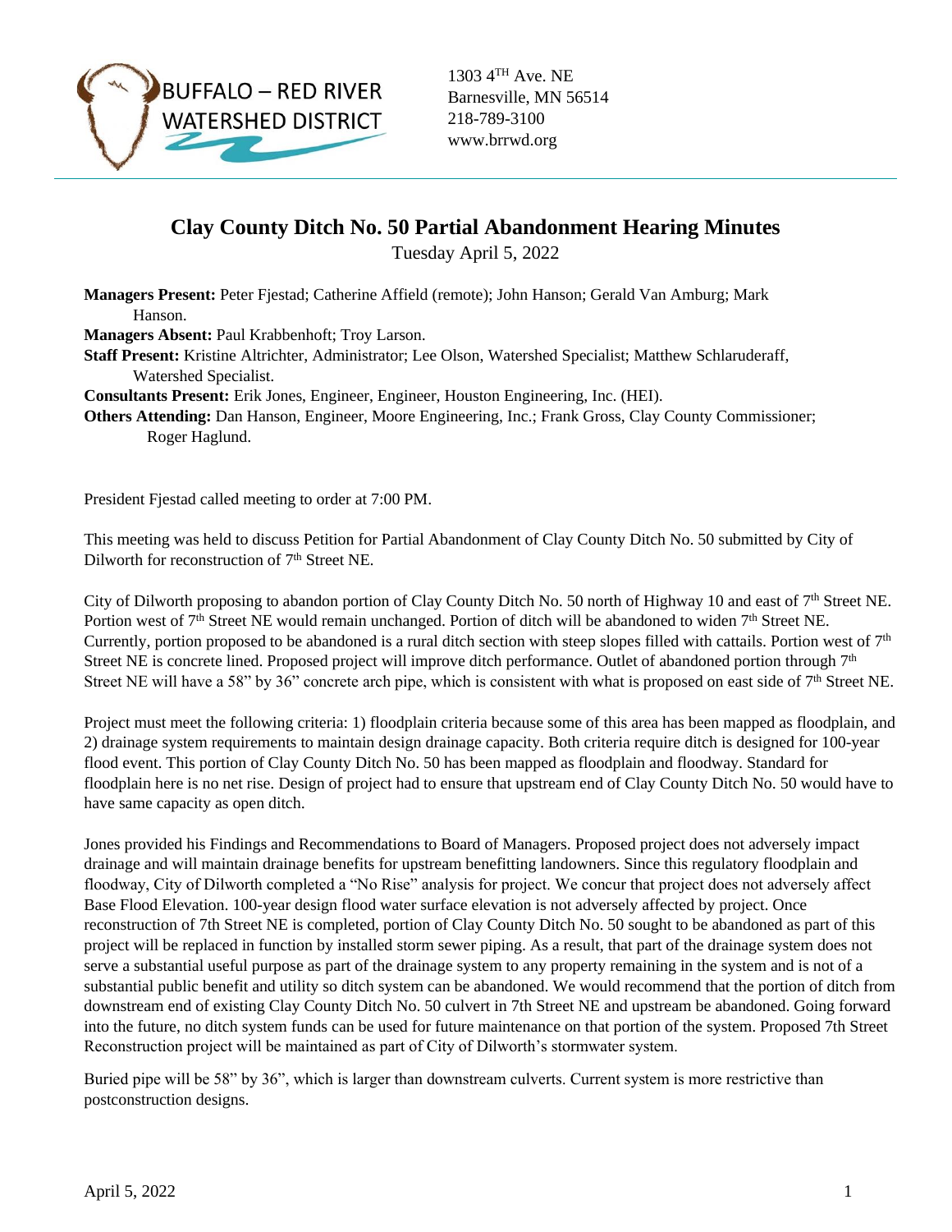BUFFALO – RED RIVER WATERSHED DISTRICT

1303 4TH Ave. NE
Barnesville, MN 56514
218-789-3100
www.brrwd.org

# Clay County Ditch No. 50 Partial Abandonment Hearing Minutes

Tuesday April 5, 2022

**Managers Present:** Peter Fjestad; Catherine Affield (remote); John Hanson; Gerald Van Amburg; Mark Hanson.

**Managers Absent:** Paul Krabbenhoft; Troy Larson.

**Staff Present:** Kristine Altrichter, Administrator; Lee Olson, Watershed Specialist; Matthew Schlaruderaff, Watershed Specialist.

**Consultants Present:** Erik Jones, Engineer, Engineer, Houston Engineering, Inc. (HEI).

**Others Attending:** Dan Hanson, Engineer, Moore Engineering, Inc.; Frank Gross, Clay County Commissioner; Roger Haglund.

President Fjestad called meeting to order at 7:00 PM.

This meeting was held to discuss Petition for Partial Abandonment of Clay County Ditch No. 50 submitted by City of Dilworth for reconstruction of 7th Street NE.

City of Dilworth proposing to abandon portion of Clay County Ditch No. 50 north of Highway 10 and east of 7th Street NE. Portion west of 7th Street NE would remain unchanged. Portion of ditch will be abandoned to widen 7th Street NE. Currently, portion proposed to be abandoned is a rural ditch section with steep slopes filled with cattails. Portion west of 7th Street NE is concrete lined. Proposed project will improve ditch performance. Outlet of abandoned portion through 7th Street NE will have a 58" by 36" concrete arch pipe, which is consistent with what is proposed on east side of 7th Street NE.

Project must meet the following criteria: 1) floodplain criteria because some of this area has been mapped as floodplain, and 2) drainage system requirements to maintain design drainage capacity. Both criteria require ditch is designed for 100-year flood event. This portion of Clay County Ditch No. 50 has been mapped as floodplain and floodway. Standard for floodplain here is no net rise. Design of project had to ensure that upstream end of Clay County Ditch No. 50 would have to have same capacity as open ditch.

Jones provided his Findings and Recommendations to Board of Managers. Proposed project does not adversely impact drainage and will maintain drainage benefits for upstream benefitting landowners. Since this regulatory floodplain and floodway, City of Dilworth completed a "No Rise" analysis for project. We concur that project does not adversely affect Base Flood Elevation. 100-year design flood water surface elevation is not adversely affected by project. Once reconstruction of 7th Street NE is completed, portion of Clay County Ditch No. 50 sought to be abandoned as part of this project will be replaced in function by installed storm sewer piping. As a result, that part of the drainage system does not serve a substantial useful purpose as part of the drainage system to any property remaining in the system and is not of a substantial public benefit and utility so ditch system can be abandoned. We would recommend that the portion of ditch from downstream end of existing Clay County Ditch No. 50 culvert in 7th Street NE and upstream be abandoned. Going forward into the future, no ditch system funds can be used for future maintenance on that portion of the system. Proposed 7th Street Reconstruction project will be maintained as part of City of Dilworth's stormwater system.

Buried pipe will be 58" by 36", which is larger than downstream culverts. Current system is more restrictive than postconstruction designs.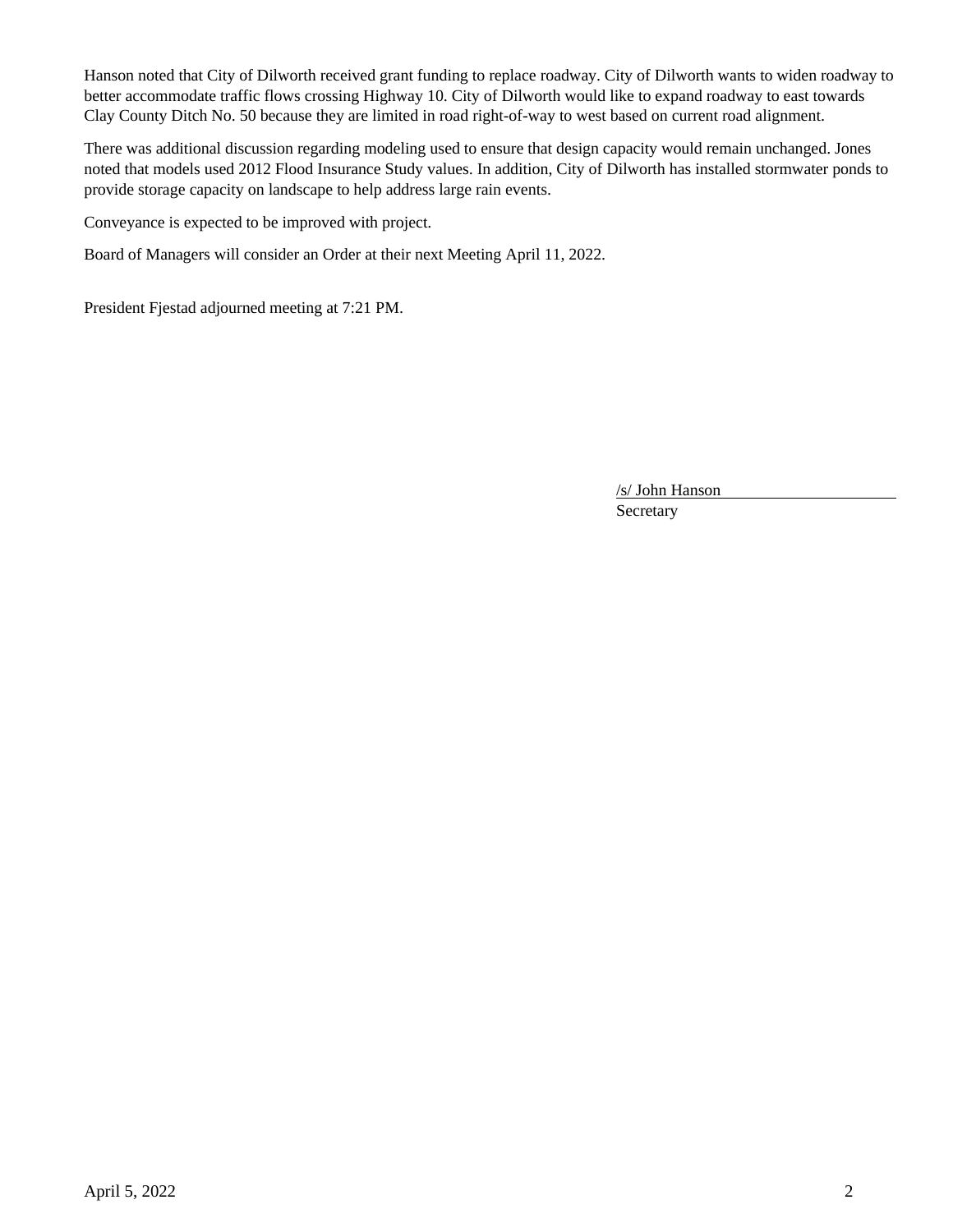Hanson noted that City of Dilworth received grant funding to replace roadway. City of Dilworth wants to widen roadway to better accommodate traffic flows crossing Highway 10. City of Dilworth would like to expand roadway to east towards Clay County Ditch No. 50 because they are limited in road right-of-way to west based on current road alignment.

There was additional discussion regarding modeling used to ensure that design capacity would remain unchanged. Jones noted that models used 2012 Flood Insurance Study values. In addition, City of Dilworth has installed stormwater ponds to provide storage capacity on landscape to help address large rain events.

Conveyance is expected to be improved with project.

Board of Managers will consider an Order at their next Meeting April 11, 2022.

President Fjestad adjourned meeting at 7:21 PM.

/s/ John Hanson
Secretary

April 5, 2022